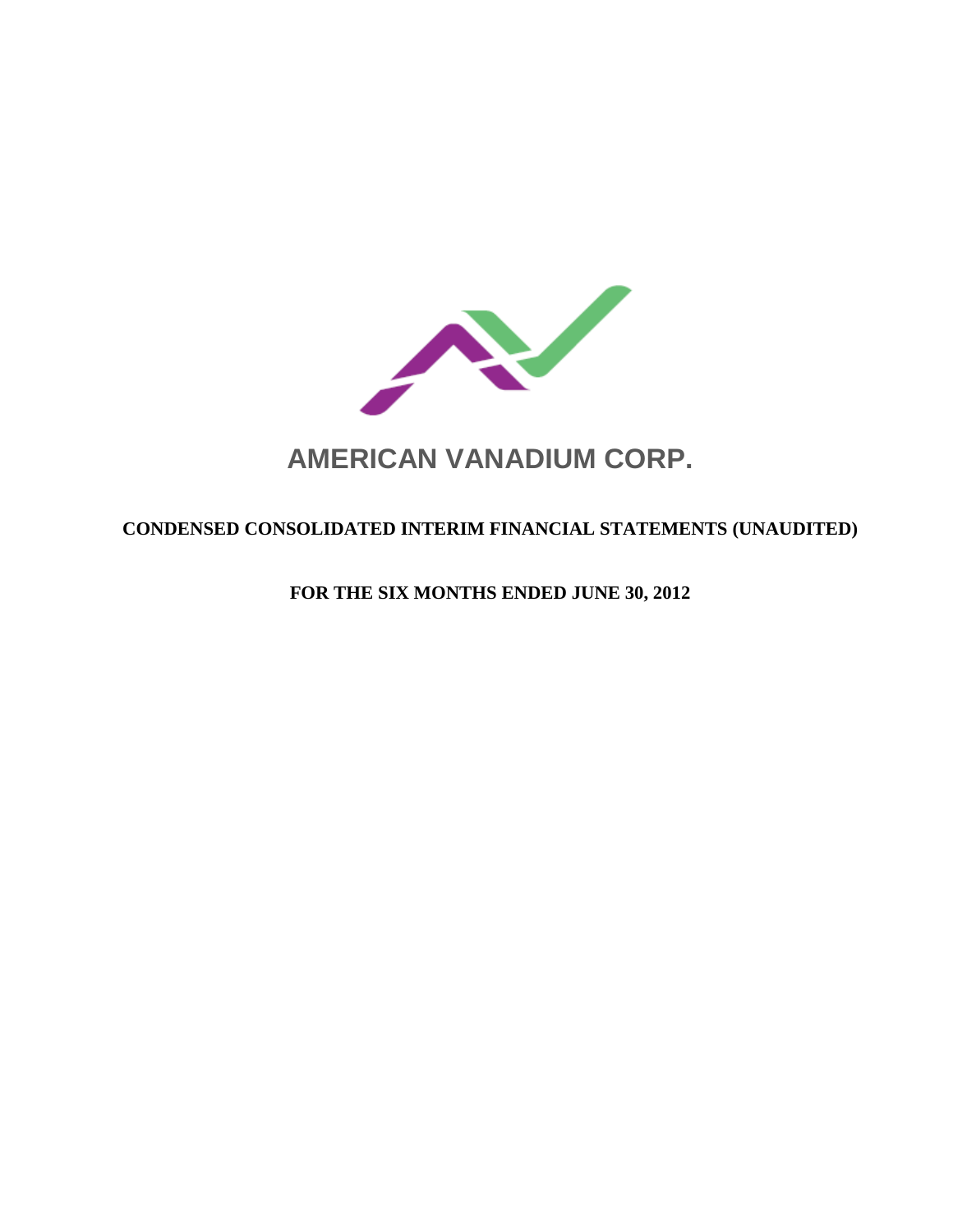# AMERICAN VANADIUM CORP.

## CONDENSED CONSOLIDATED INTERIM FINANCIAL STATEMENTS (UNAUDITED)

## FOR THE SIX MONTHS ENDED JUNE 30, 2012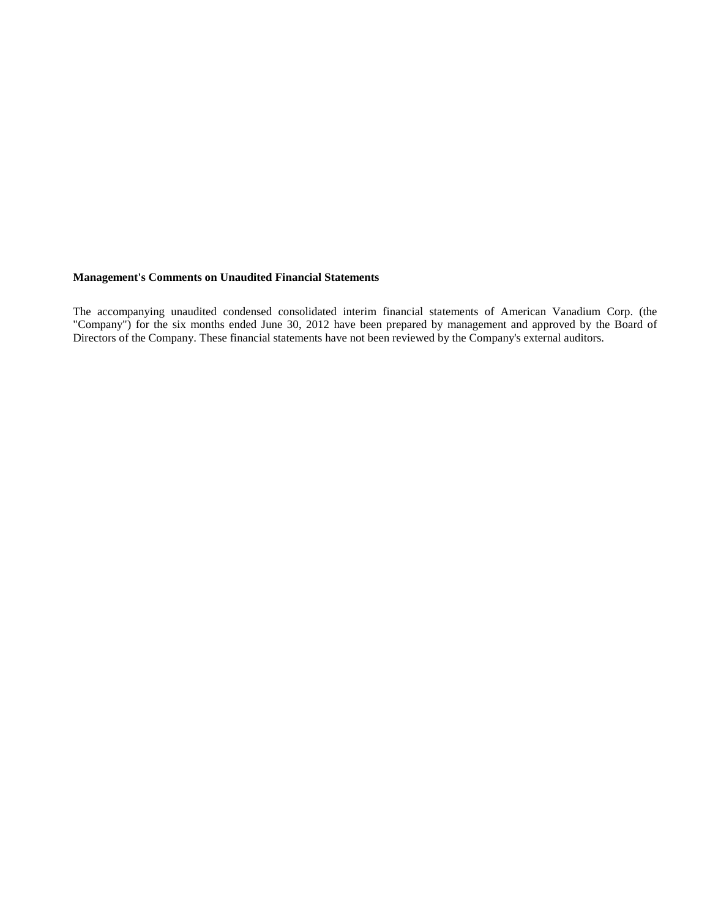**Management's Comments on Unaudited Financial Statements**

The accompanying unaudited condensed consolidated interim financial statements of American Vanadium Corp. (the "Company") for the six months ended June 30, 2012 have been prepared by management and approved by the Board of Directors of the Company. These financial statements have not been reviewed by the Company's external auditors.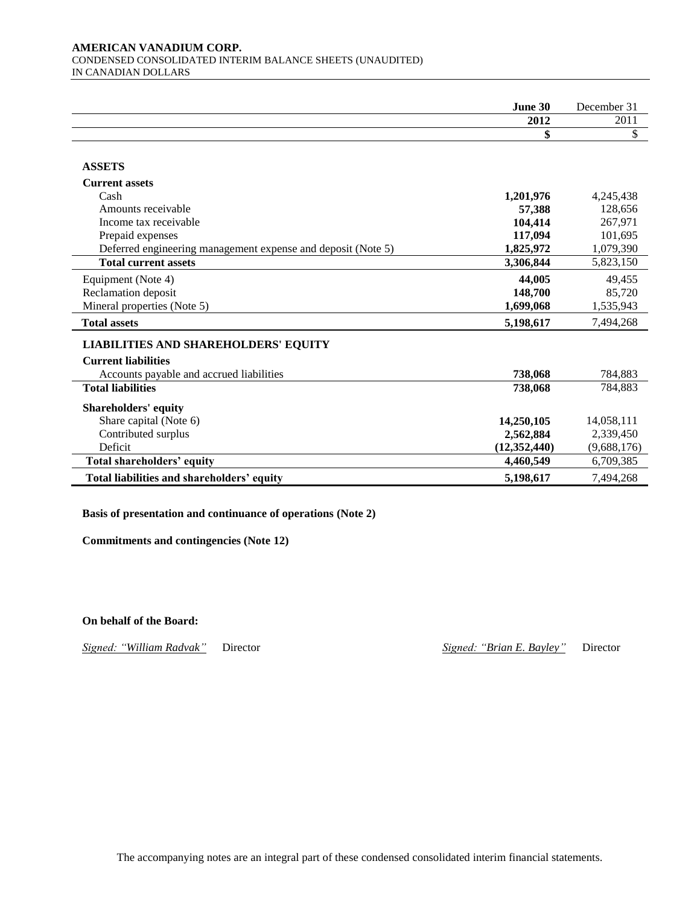**AMERICAN VANADIUM CORP.**
CONDENSED CONSOLIDATED INTERIM BALANCE SHEETS (UNAUDITED)
IN CANADIAN DOLLARS

| | June 30 2012 $ | December 31 2011 $ |
|---|---|---|
| **ASSETS** | | |
| **Current assets** | | |
| Cash | **1,201,976** | 4,245,438 |
| Amounts receivable | **57,388** | 128,656 |
| Income tax receivable | **104,414** | 267,971 |
| Prepaid expenses | **117,094** | 101,695 |
| Deferred engineering management expense and deposit (Note 5) | **1,825,972** | 1,079,390 |
| **Total current assets** | **3,306,844** | 5,823,150 |
| Equipment (Note 4) | **44,005** | 49,455 |
| Reclamation deposit | **148,700** | 85,720 |
| Mineral properties (Note 5) | **1,699,068** | 1,535,943 |
| **Total assets** | **5,198,617** | 7,494,268 |
| **LIABILITIES AND SHAREHOLDERS' EQUITY** | | |
| **Current liabilities** | | |
| Accounts payable and accrued liabilities | **738,068** | 784,883 |
| **Total liabilities** | **738,068** | 784,883 |
| **Shareholders' equity** | | |
| Share capital (Note 6) | **14,250,105** | 14,058,111 |
| Contributed surplus | **2,562,884** | 2,339,450 |
| Deficit | **(12,352,440)** | (9,688,176) |
| **Total shareholders' equity** | **4,460,549** | 6,709,385 |
| **Total liabilities and shareholders' equity** | **5,198,617** | 7,494,268 |

**Basis of presentation and continuance of operations (Note 2)**

**Commitments and contingencies (Note 12)**

**On behalf of the Board:**

*Signed: "William Radvak"* Director *Signed: "Brian E. Bayley"* Director

The accompanying notes are an integral part of these condensed consolidated interim financial statements.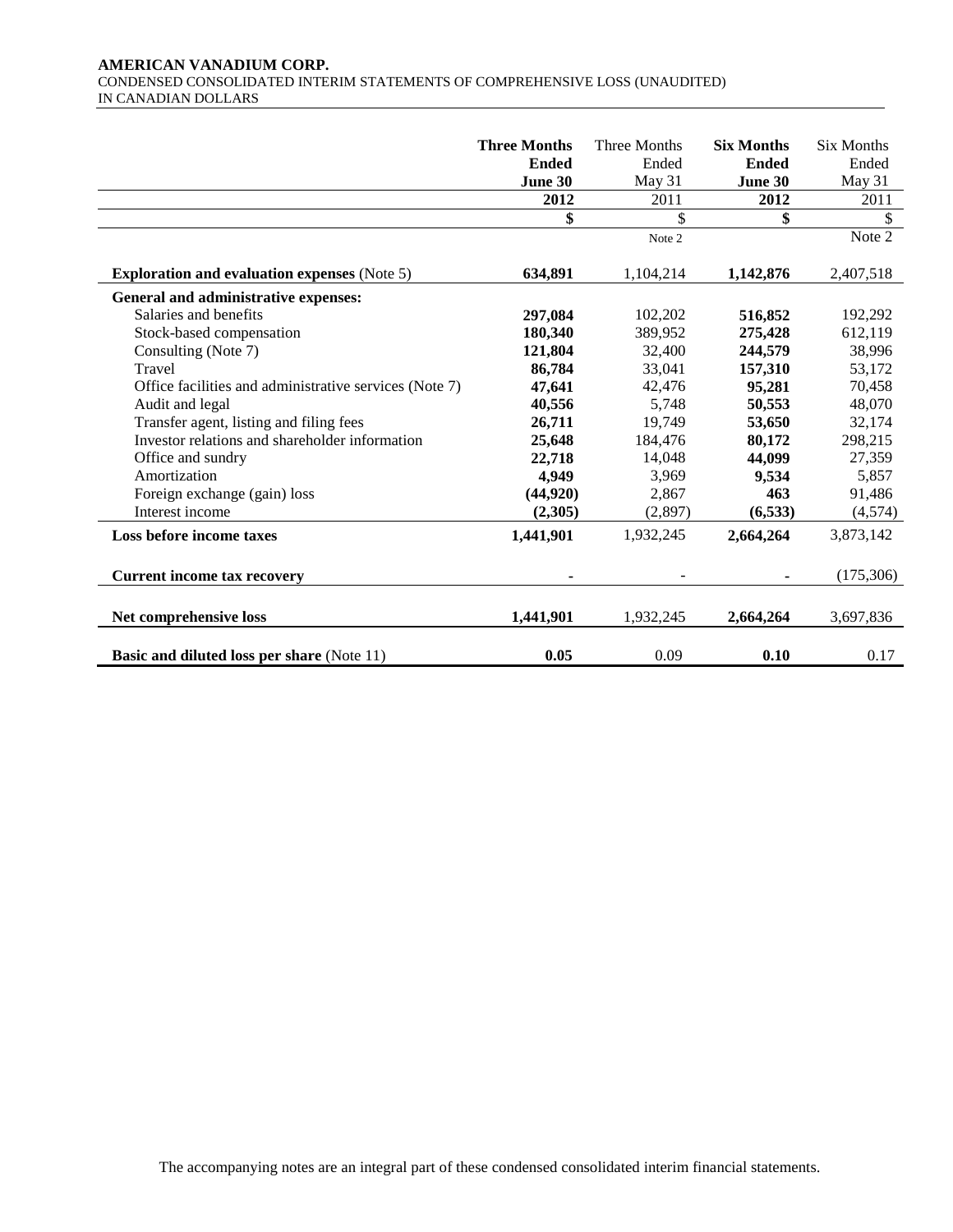**AMERICAN VANADIUM CORP.**
CONDENSED CONSOLIDATED INTERIM STATEMENTS OF COMPREHENSIVE LOSS (UNAUDITED)
IN CANADIAN DOLLARS

| | **Three Months Ended June 30** | Three Months Ended May 31 | **Six Months Ended June 30** | Six Months Ended May 31 |
|---|---|---|---|---|
| | **2012** | 2011 | **2012** | 2011 |
| | **$** | $ | **$** | $ |
| | | Note 2 | | Note 2 |
| **Exploration and evaluation expenses** (Note 5) | **634,891** | 1,104,214 | **1,142,876** | 2,407,518 |
| **General and administrative expenses:** | | | | |
| Salaries and benefits | **297,084** | 102,202 | **516,852** | 192,292 |
| Stock-based compensation | **180,340** | 389,952 | **275,428** | 612,119 |
| Consulting (Note 7) | **121,804** | 32,400 | **244,579** | 38,996 |
| Travel | **86,784** | 33,041 | **157,310** | 53,172 |
| Office facilities and administrative services (Note 7) | **47,641** | 42,476 | **95,281** | 70,458 |
| Audit and legal | **40,556** | 5,748 | **50,553** | 48,070 |
| Transfer agent, listing and filing fees | **26,711** | 19,749 | **53,650** | 32,174 |
| Investor relations and shareholder information | **25,648** | 184,476 | **80,172** | 298,215 |
| Office and sundry | **22,718** | 14,048 | **44,099** | 27,359 |
| Amortization | **4,949** | 3,969 | **9,534** | 5,857 |
| Foreign exchange (gain) loss | **(44,920)** | 2,867 | **463** | 91,486 |
| Interest income | **(2,305)** | (2,897) | **(6,533)** | (4,574) |
| **Loss before income taxes** | **1,441,901** | 1,932,245 | **2,664,264** | 3,873,142 |
| **Current income tax recovery** | **-** | - | **-** | (175,306) |
| **Net comprehensive loss** | **1,441,901** | 1,932,245 | **2,664,264** | 3,697,836 |
| **Basic and diluted loss per share** (Note 11) | **0.05** | 0.09 | **0.10** | 0.17 |

The accompanying notes are an integral part of these condensed consolidated interim financial statements.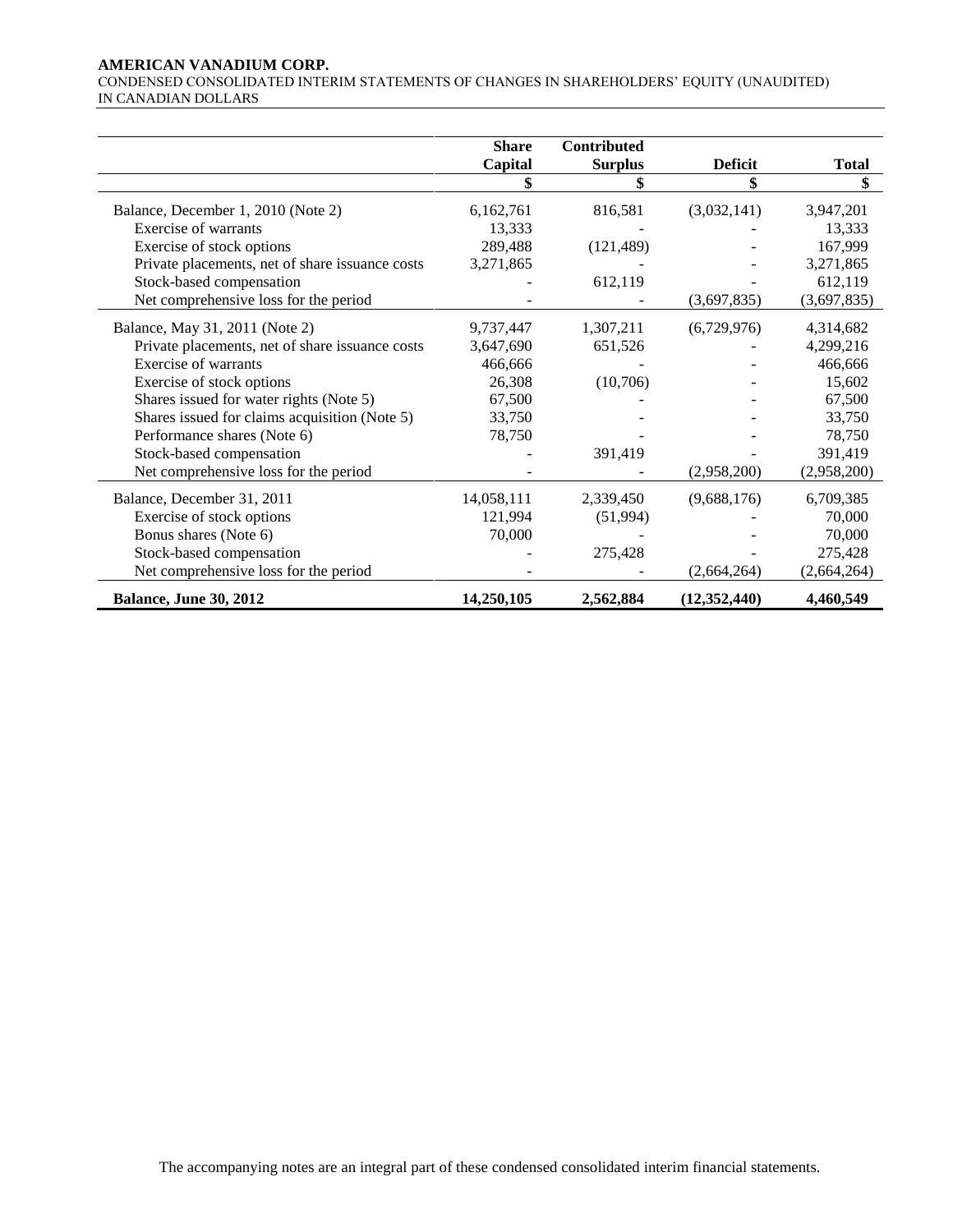**AMERICAN VANADIUM CORP.**

CONDENSED CONSOLIDATED INTERIM STATEMENTS OF CHANGES IN SHAREHOLDERS' EQUITY (UNAUDITED)
IN CANADIAN DOLLARS

| | Share Capital | Contributed Surplus | Deficit | Total |
|---|---|---|---|---|
| | $ | $ | $ | $ |
| Balance, December 1, 2010 (Note 2) | 6,162,761 | 816,581 | (3,032,141) | 3,947,201 |
| Exercise of warrants | 13,333 | - | - | 13,333 |
| Exercise of stock options | 289,488 | (121,489) | - | 167,999 |
| Private placements, net of share issuance costs | 3,271,865 | - | - | 3,271,865 |
| Stock-based compensation | - | 612,119 | - | 612,119 |
| Net comprehensive loss for the period | - | - | (3,697,835) | (3,697,835) |
| Balance, May 31, 2011 (Note 2) | 9,737,447 | 1,307,211 | (6,729,976) | 4,314,682 |
| Private placements, net of share issuance costs | 3,647,690 | 651,526 | - | 4,299,216 |
| Exercise of warrants | 466,666 | - | - | 466,666 |
| Exercise of stock options | 26,308 | (10,706) | - | 15,602 |
| Shares issued for water rights (Note 5) | 67,500 | - | - | 67,500 |
| Shares issued for claims acquisition (Note 5) | 33,750 | - | - | 33,750 |
| Performance shares (Note 6) | 78,750 | - | - | 78,750 |
| Stock-based compensation | - | 391,419 | - | 391,419 |
| Net comprehensive loss for the period | - | - | (2,958,200) | (2,958,200) |
| Balance, December 31, 2011 | 14,058,111 | 2,339,450 | (9,688,176) | 6,709,385 |
| Exercise of stock options | 121,994 | (51,994) | - | 70,000 |
| Bonus shares (Note 6) | 70,000 | - | - | 70,000 |
| Stock-based compensation | - | 275,428 | - | 275,428 |
| Net comprehensive loss for the period | - | - | (2,664,264) | (2,664,264) |
| **Balance, June 30, 2012** | **14,250,105** | **2,562,884** | **(12,352,440)** | **4,460,549** |

The accompanying notes are an integral part of these condensed consolidated interim financial statements.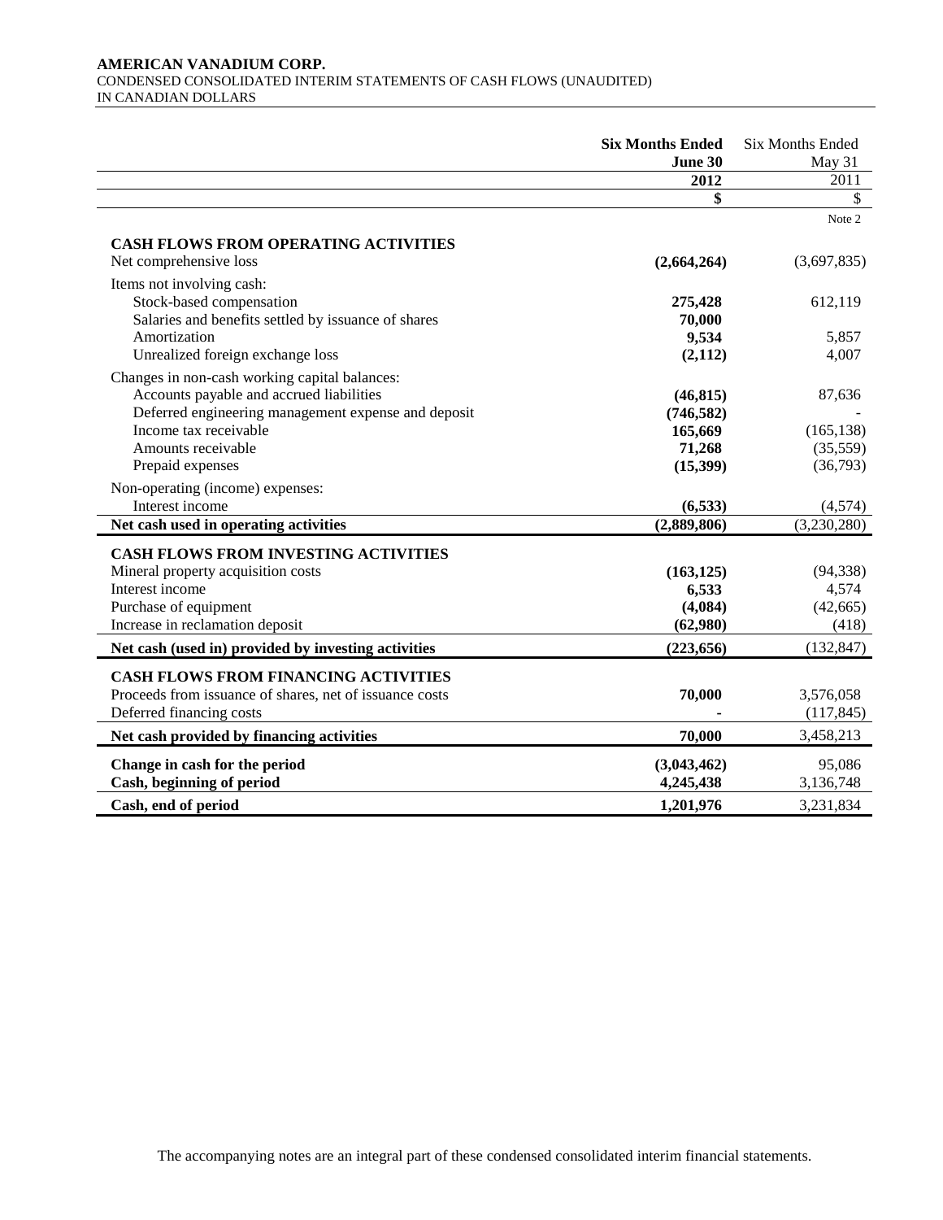**AMERICAN VANADIUM CORP.**
CONDENSED CONSOLIDATED INTERIM STATEMENTS OF CASH FLOWS (UNAUDITED)
IN CANADIAN DOLLARS

| | **Six Months Ended June 30** | Six Months Ended May 31 |
|---|---|---|
| | **2012** | 2011 |
| | **$** | $ |
| | | Note 2 |
| **CASH FLOWS FROM OPERATING ACTIVITIES** | | |
| Net comprehensive loss | **(2,664,264)** | (3,697,835) |
| Items not involving cash: | | |
| Stock-based compensation | **275,428** | 612,119 |
| Salaries and benefits settled by issuance of shares | **70,000** | |
| Amortization | **9,534** | 5,857 |
| Unrealized foreign exchange loss | **(2,112)** | 4,007 |
| Changes in non-cash working capital balances: | | |
| Accounts payable and accrued liabilities | **(46,815)** | 87,636 |
| Deferred engineering management expense and deposit | **(746,582)** | - |
| Income tax receivable | **165,669** | (165,138) |
| Amounts receivable | **71,268** | (35,559) |
| Prepaid expenses | **(15,399)** | (36,793) |
| Non-operating (income) expenses: | | |
| Interest income | **(6,533)** | (4,574) |
| **Net cash used in operating activities** | **(2,889,806)** | (3,230,280) |
| **CASH FLOWS FROM INVESTING ACTIVITIES** | | |
| Mineral property acquisition costs | **(163,125)** | (94,338) |
| Interest income | **6,533** | 4,574 |
| Purchase of equipment | **(4,084)** | (42,665) |
| Increase in reclamation deposit | **(62,980)** | (418) |
| **Net cash (used in) provided by investing activities** | **(223,656)** | (132,847) |
| **CASH FLOWS FROM FINANCING ACTIVITIES** | | |
| Proceeds from issuance of shares, net of issuance costs | **70,000** | 3,576,058 |
| Deferred financing costs | **-** | (117,845) |
| **Net cash provided by financing activities** | **70,000** | 3,458,213 |
| **Change in cash for the period** | **(3,043,462)** | 95,086 |
| **Cash, beginning of period** | **4,245,438** | 3,136,748 |
| **Cash, end of period** | **1,201,976** | 3,231,834 |

The accompanying notes are an integral part of these condensed consolidated interim financial statements.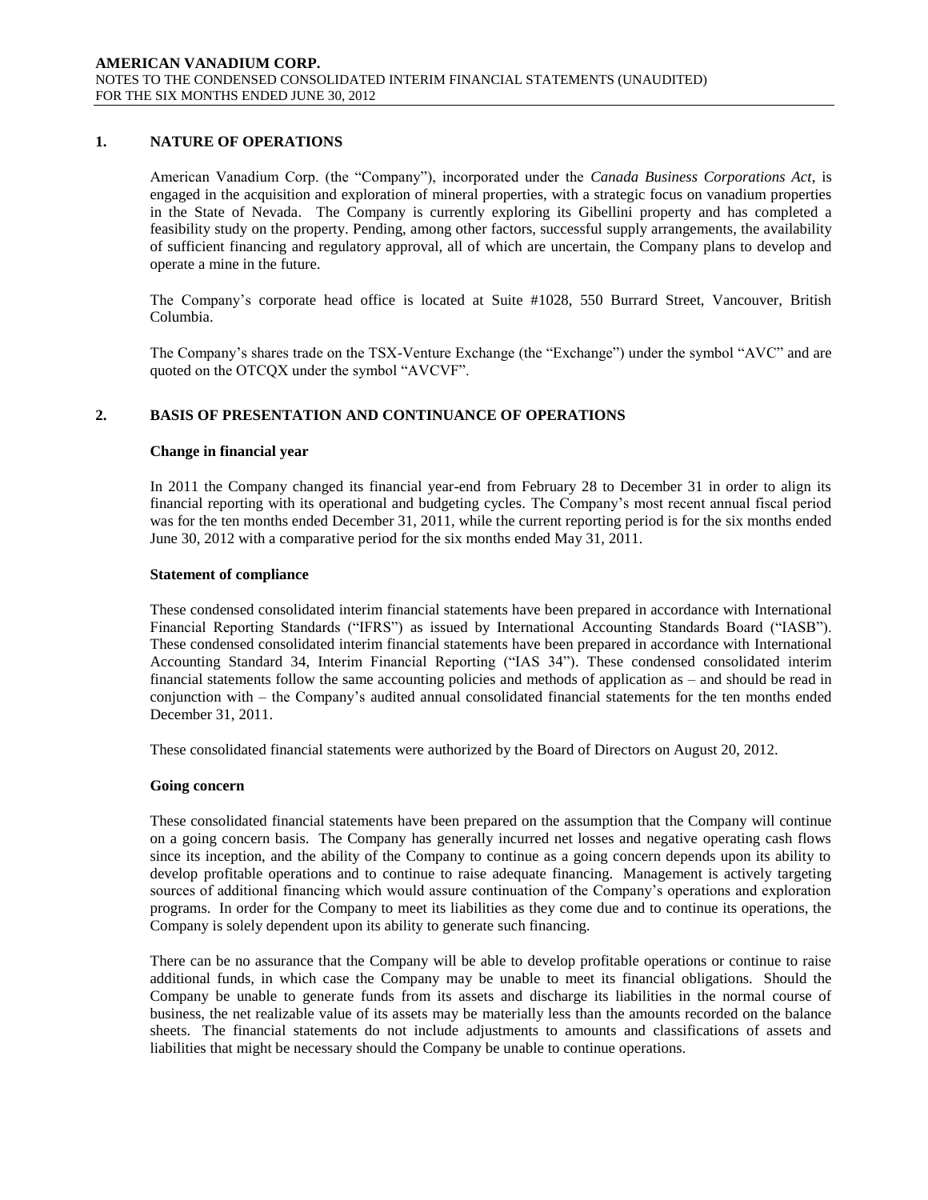## 1. NATURE OF OPERATIONS

American Vanadium Corp. (the "Company"), incorporated under the *Canada Business Corporations Act*, is engaged in the acquisition and exploration of mineral properties, with a strategic focus on vanadium properties in the State of Nevada. The Company is currently exploring its Gibellini property and has completed a feasibility study on the property. Pending, among other factors, successful supply arrangements, the availability of sufficient financing and regulatory approval, all of which are uncertain, the Company plans to develop and operate a mine in the future.

The Company's corporate head office is located at Suite #1028, 550 Burrard Street, Vancouver, British Columbia.

The Company's shares trade on the TSX-Venture Exchange (the "Exchange") under the symbol "AVC" and are quoted on the OTCQX under the symbol "AVCVF".

## 2. BASIS OF PRESENTATION AND CONTINUANCE OF OPERATIONS

**Change in financial year**

In 2011 the Company changed its financial year-end from February 28 to December 31 in order to align its financial reporting with its operational and budgeting cycles. The Company's most recent annual fiscal period was for the ten months ended December 31, 2011, while the current reporting period is for the six months ended June 30, 2012 with a comparative period for the six months ended May 31, 2011.

**Statement of compliance**

These condensed consolidated interim financial statements have been prepared in accordance with International Financial Reporting Standards ("IFRS") as issued by International Accounting Standards Board ("IASB"). These condensed consolidated interim financial statements have been prepared in accordance with International Accounting Standard 34, Interim Financial Reporting ("IAS 34"). These condensed consolidated interim financial statements follow the same accounting policies and methods of application as – and should be read in conjunction with – the Company's audited annual consolidated financial statements for the ten months ended December 31, 2011.

These consolidated financial statements were authorized by the Board of Directors on August 20, 2012.

**Going concern**

These consolidated financial statements have been prepared on the assumption that the Company will continue on a going concern basis. The Company has generally incurred net losses and negative operating cash flows since its inception, and the ability of the Company to continue as a going concern depends upon its ability to develop profitable operations and to continue to raise adequate financing. Management is actively targeting sources of additional financing which would assure continuation of the Company's operations and exploration programs. In order for the Company to meet its liabilities as they come due and to continue its operations, the Company is solely dependent upon its ability to generate such financing.

There can be no assurance that the Company will be able to develop profitable operations or continue to raise additional funds, in which case the Company may be unable to meet its financial obligations. Should the Company be unable to generate funds from its assets and discharge its liabilities in the normal course of business, the net realizable value of its assets may be materially less than the amounts recorded on the balance sheets. The financial statements do not include adjustments to amounts and classifications of assets and liabilities that might be necessary should the Company be unable to continue operations.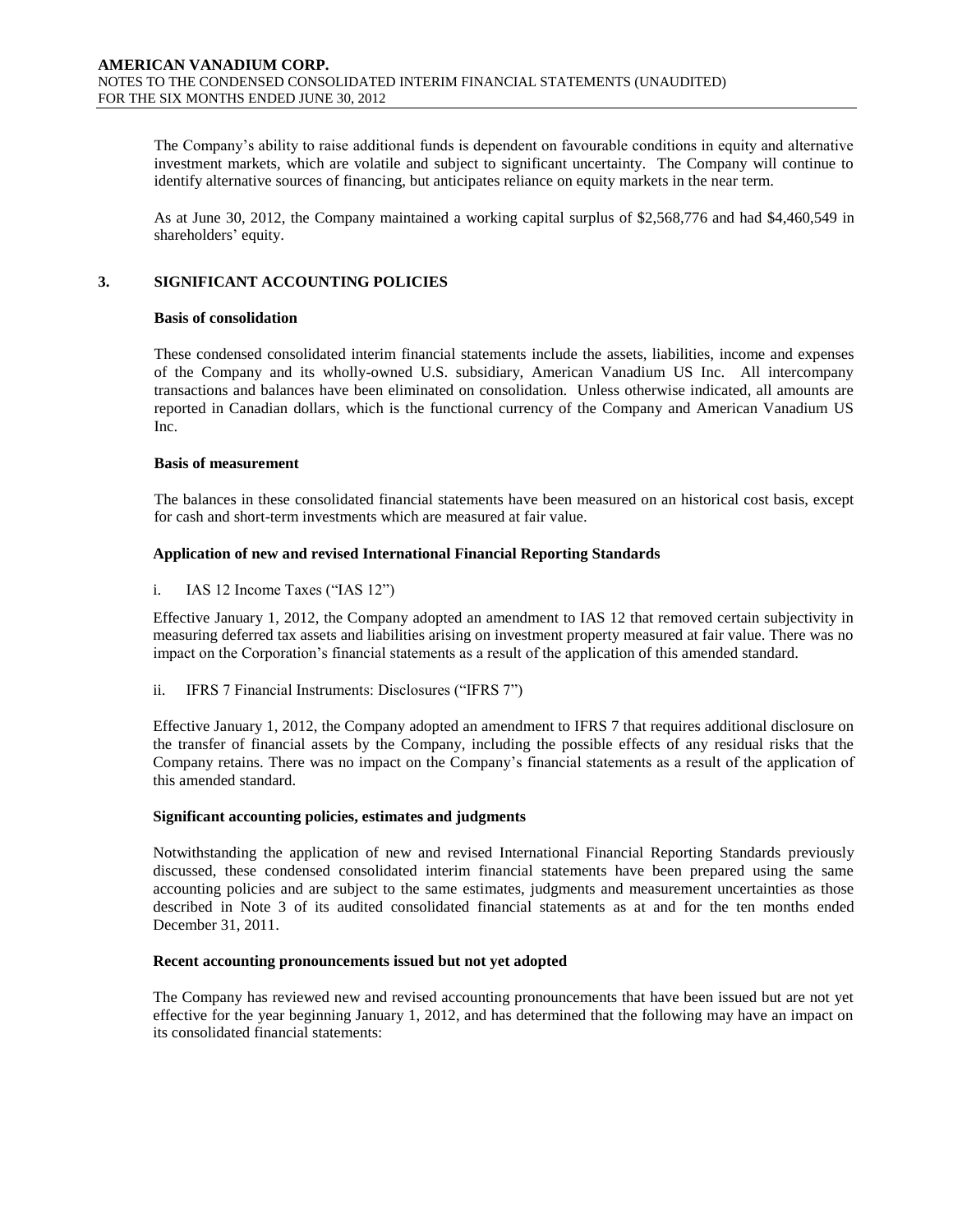The Company's ability to raise additional funds is dependent on favourable conditions in equity and alternative investment markets, which are volatile and subject to significant uncertainty. The Company will continue to identify alternative sources of financing, but anticipates reliance on equity markets in the near term.

As at June 30, 2012, the Company maintained a working capital surplus of $2,568,776 and had $4,460,549 in shareholders' equity.

## 3. SIGNIFICANT ACCOUNTING POLICIES

**Basis of consolidation**

These condensed consolidated interim financial statements include the assets, liabilities, income and expenses of the Company and its wholly-owned U.S. subsidiary, American Vanadium US Inc. All intercompany transactions and balances have been eliminated on consolidation. Unless otherwise indicated, all amounts are reported in Canadian dollars, which is the functional currency of the Company and American Vanadium US Inc.

**Basis of measurement**

The balances in these consolidated financial statements have been measured on an historical cost basis, except for cash and short-term investments which are measured at fair value.

**Application of new and revised International Financial Reporting Standards**

i. IAS 12 Income Taxes ("IAS 12")

Effective January 1, 2012, the Company adopted an amendment to IAS 12 that removed certain subjectivity in measuring deferred tax assets and liabilities arising on investment property measured at fair value. There was no impact on the Corporation's financial statements as a result of the application of this amended standard.

ii. IFRS 7 Financial Instruments: Disclosures ("IFRS 7")

Effective January 1, 2012, the Company adopted an amendment to IFRS 7 that requires additional disclosure on the transfer of financial assets by the Company, including the possible effects of any residual risks that the Company retains. There was no impact on the Company's financial statements as a result of the application of this amended standard.

**Significant accounting policies, estimates and judgments**

Notwithstanding the application of new and revised International Financial Reporting Standards previously discussed, these condensed consolidated interim financial statements have been prepared using the same accounting policies and are subject to the same estimates, judgments and measurement uncertainties as those described in Note 3 of its audited consolidated financial statements as at and for the ten months ended December 31, 2011.

**Recent accounting pronouncements issued but not yet adopted**

The Company has reviewed new and revised accounting pronouncements that have been issued but are not yet effective for the year beginning January 1, 2012, and has determined that the following may have an impact on its consolidated financial statements: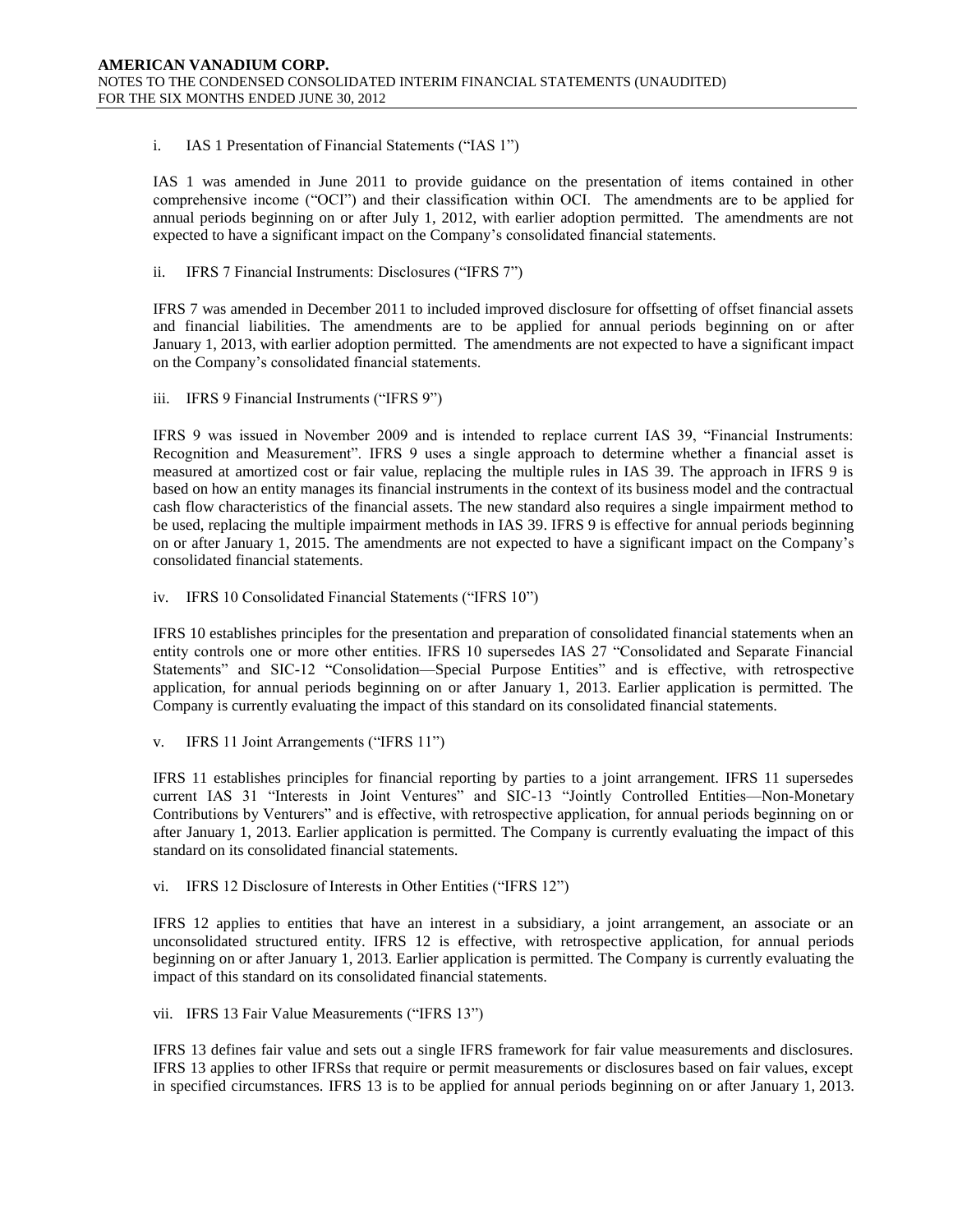i. IAS 1 Presentation of Financial Statements ("IAS 1")

IAS 1 was amended in June 2011 to provide guidance on the presentation of items contained in other comprehensive income ("OCI") and their classification within OCI. The amendments are to be applied for annual periods beginning on or after July 1, 2012, with earlier adoption permitted. The amendments are not expected to have a significant impact on the Company's consolidated financial statements.

ii. IFRS 7 Financial Instruments: Disclosures ("IFRS 7")

IFRS 7 was amended in December 2011 to included improved disclosure for offsetting of offset financial assets and financial liabilities. The amendments are to be applied for annual periods beginning on or after January 1, 2013, with earlier adoption permitted. The amendments are not expected to have a significant impact on the Company's consolidated financial statements.

iii. IFRS 9 Financial Instruments ("IFRS 9")

IFRS 9 was issued in November 2009 and is intended to replace current IAS 39, "Financial Instruments: Recognition and Measurement". IFRS 9 uses a single approach to determine whether a financial asset is measured at amortized cost or fair value, replacing the multiple rules in IAS 39. The approach in IFRS 9 is based on how an entity manages its financial instruments in the context of its business model and the contractual cash flow characteristics of the financial assets. The new standard also requires a single impairment method to be used, replacing the multiple impairment methods in IAS 39. IFRS 9 is effective for annual periods beginning on or after January 1, 2015. The amendments are not expected to have a significant impact on the Company's consolidated financial statements.

iv. IFRS 10 Consolidated Financial Statements ("IFRS 10")

IFRS 10 establishes principles for the presentation and preparation of consolidated financial statements when an entity controls one or more other entities. IFRS 10 supersedes IAS 27 "Consolidated and Separate Financial Statements" and SIC-12 "Consolidation—Special Purpose Entities" and is effective, with retrospective application, for annual periods beginning on or after January 1, 2013. Earlier application is permitted. The Company is currently evaluating the impact of this standard on its consolidated financial statements.

v. IFRS 11 Joint Arrangements ("IFRS 11")

IFRS 11 establishes principles for financial reporting by parties to a joint arrangement. IFRS 11 supersedes current IAS 31 "Interests in Joint Ventures" and SIC-13 "Jointly Controlled Entities—Non-Monetary Contributions by Venturers" and is effective, with retrospective application, for annual periods beginning on or after January 1, 2013. Earlier application is permitted. The Company is currently evaluating the impact of this standard on its consolidated financial statements.

vi. IFRS 12 Disclosure of Interests in Other Entities ("IFRS 12")

IFRS 12 applies to entities that have an interest in a subsidiary, a joint arrangement, an associate or an unconsolidated structured entity. IFRS 12 is effective, with retrospective application, for annual periods beginning on or after January 1, 2013. Earlier application is permitted. The Company is currently evaluating the impact of this standard on its consolidated financial statements.

vii. IFRS 13 Fair Value Measurements ("IFRS 13")

IFRS 13 defines fair value and sets out a single IFRS framework for fair value measurements and disclosures. IFRS 13 applies to other IFRSs that require or permit measurements or disclosures based on fair values, except in specified circumstances. IFRS 13 is to be applied for annual periods beginning on or after January 1, 2013.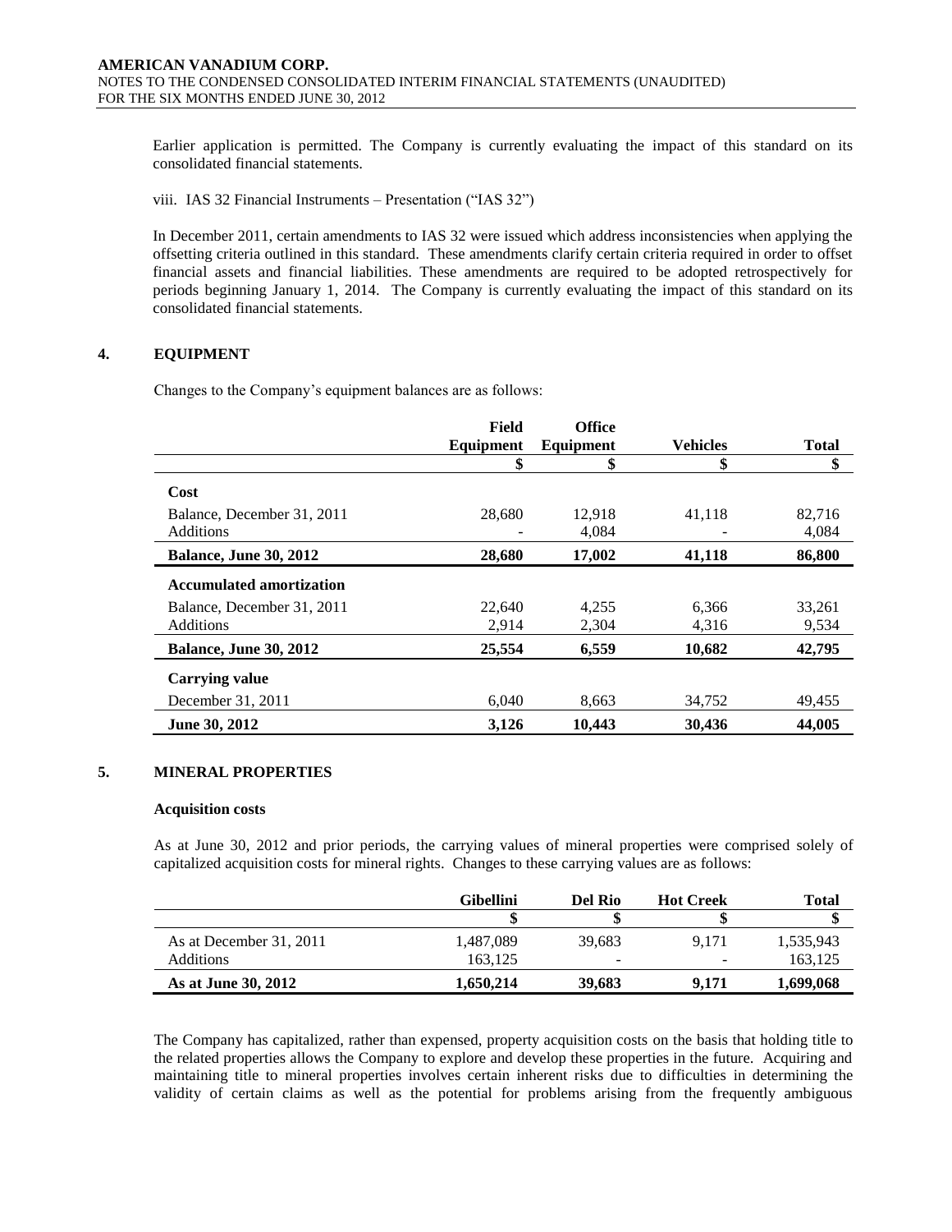Earlier application is permitted. The Company is currently evaluating the impact of this standard on its consolidated financial statements.

viii. IAS 32 Financial Instruments – Presentation ("IAS 32")

In December 2011, certain amendments to IAS 32 were issued which address inconsistencies when applying the offsetting criteria outlined in this standard. These amendments clarify certain criteria required in order to offset financial assets and financial liabilities. These amendments are required to be adopted retrospectively for periods beginning January 1, 2014. The Company is currently evaluating the impact of this standard on its consolidated financial statements.

## 4. EQUIPMENT

Changes to the Company's equipment balances are as follows:

| | Field Equipment | Office Equipment | Vehicles | Total |
|---|---|---|---|---|
| | $ | $ | $ | $ |
| **Cost** | | | | |
| Balance, December 31, 2011 | 28,680 | 12,918 | 41,118 | 82,716 |
| Additions | - | 4,084 | - | 4,084 |
| **Balance, June 30, 2012** | **28,680** | **17,002** | **41,118** | **86,800** |
| **Accumulated amortization** | | | | |
| Balance, December 31, 2011 | 22,640 | 4,255 | 6,366 | 33,261 |
| Additions | 2,914 | 2,304 | 4,316 | 9,534 |
| **Balance, June 30, 2012** | **25,554** | **6,559** | **10,682** | **42,795** |
| **Carrying value** | | | | |
| December 31, 2011 | 6,040 | 8,663 | 34,752 | 49,455 |
| **June 30, 2012** | **3,126** | **10,443** | **30,436** | **44,005** |

## 5. MINERAL PROPERTIES

### Acquisition costs

As at June 30, 2012 and prior periods, the carrying values of mineral properties were comprised solely of capitalized acquisition costs for mineral rights. Changes to these carrying values are as follows:

| | Gibellini | Del Rio | Hot Creek | Total |
|---|---|---|---|---|
| | $ | $ | $ | $ |
| As at December 31, 2011 | 1,487,089 | 39,683 | 9,171 | 1,535,943 |
| Additions | 163,125 | - | - | 163,125 |
| **As at June 30, 2012** | **1,650,214** | **39,683** | **9,171** | **1,699,068** |

The Company has capitalized, rather than expensed, property acquisition costs on the basis that holding title to the related properties allows the Company to explore and develop these properties in the future. Acquiring and maintaining title to mineral properties involves certain inherent risks due to difficulties in determining the validity of certain claims as well as the potential for problems arising from the frequently ambiguous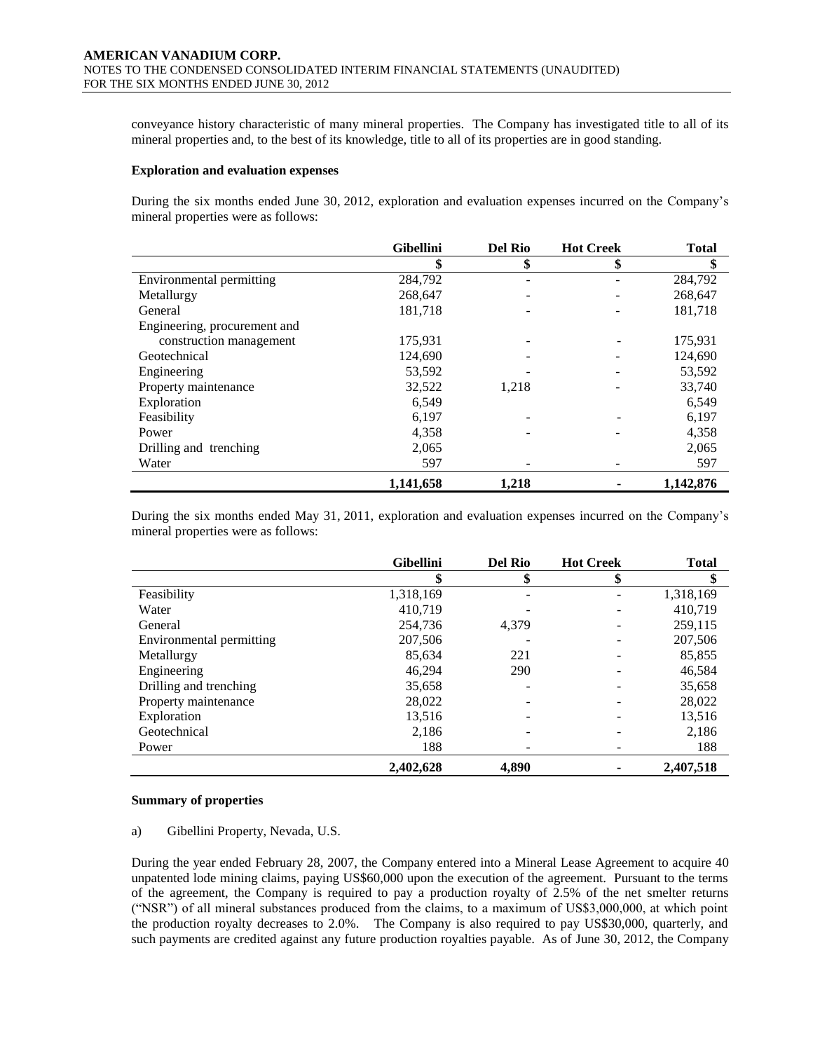conveyance history characteristic of many mineral properties. The Company has investigated title to all of its mineral properties and, to the best of its knowledge, title to all of its properties are in good standing.

**Exploration and evaluation expenses**

During the six months ended June 30, 2012, exploration and evaluation expenses incurred on the Company's mineral properties were as follows:

| | Gibellini | Del Rio | Hot Creek | Total |
|---|---|---|---|---|
| | $ | $ | $ | $ |
| Environmental permitting | 284,792 | - | - | 284,792 |
| Metallurgy | 268,647 | - | - | 268,647 |
| General | 181,718 | - | - | 181,718 |
| Engineering, procurement and construction management | 175,931 | - | - | 175,931 |
| Geotechnical | 124,690 | - | - | 124,690 |
| Engineering | 53,592 | - | - | 53,592 |
| Property maintenance | 32,522 | 1,218 | - | 33,740 |
| Exploration | 6,549 | | | 6,549 |
| Feasibility | 6,197 | - | - | 6,197 |
| Power | 4,358 | - | - | 4,358 |
| Drilling and trenching | 2,065 | | | 2,065 |
| Water | 597 | - | - | 597 |
| | **1,141,658** | **1,218** | **-** | **1,142,876** |

During the six months ended May 31, 2011, exploration and evaluation expenses incurred on the Company's mineral properties were as follows:

| | Gibellini | Del Rio | Hot Creek | Total |
|---|---|---|---|---|
| | $ | $ | $ | $ |
| Feasibility | 1,318,169 | - | - | 1,318,169 |
| Water | 410,719 | - | - | 410,719 |
| General | 254,736 | 4,379 | - | 259,115 |
| Environmental permitting | 207,506 | - | - | 207,506 |
| Metallurgy | 85,634 | 221 | - | 85,855 |
| Engineering | 46,294 | 290 | - | 46,584 |
| Drilling and trenching | 35,658 | - | - | 35,658 |
| Property maintenance | 28,022 | - | - | 28,022 |
| Exploration | 13,516 | - | - | 13,516 |
| Geotechnical | 2,186 | - | - | 2,186 |
| Power | 188 | - | - | 188 |
| | **2,402,628** | **4,890** | **-** | **2,407,518** |

**Summary of properties**

a) Gibellini Property, Nevada, U.S.

During the year ended February 28, 2007, the Company entered into a Mineral Lease Agreement to acquire 40 unpatented lode mining claims, paying US$60,000 upon the execution of the agreement. Pursuant to the terms of the agreement, the Company is required to pay a production royalty of 2.5% of the net smelter returns ("NSR") of all mineral substances produced from the claims, to a maximum of US$3,000,000, at which point the production royalty decreases to 2.0%. The Company is also required to pay US$30,000, quarterly, and such payments are credited against any future production royalties payable. As of June 30, 2012, the Company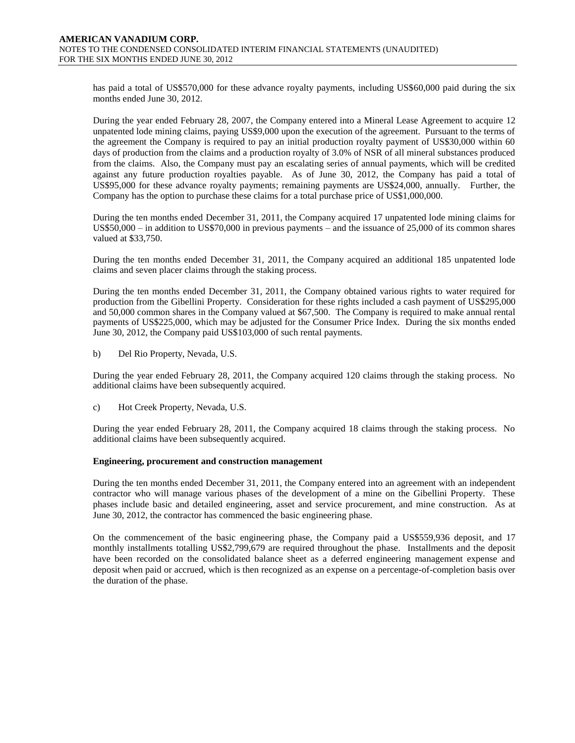has paid a total of US$570,000 for these advance royalty payments, including US$60,000 paid during the six months ended June 30, 2012.

During the year ended February 28, 2007, the Company entered into a Mineral Lease Agreement to acquire 12 unpatented lode mining claims, paying US$9,000 upon the execution of the agreement. Pursuant to the terms of the agreement the Company is required to pay an initial production royalty payment of US$30,000 within 60 days of production from the claims and a production royalty of 3.0% of NSR of all mineral substances produced from the claims. Also, the Company must pay an escalating series of annual payments, which will be credited against any future production royalties payable. As of June 30, 2012, the Company has paid a total of US$95,000 for these advance royalty payments; remaining payments are US$24,000, annually. Further, the Company has the option to purchase these claims for a total purchase price of US$1,000,000.

During the ten months ended December 31, 2011, the Company acquired 17 unpatented lode mining claims for US$50,000 – in addition to US$70,000 in previous payments – and the issuance of 25,000 of its common shares valued at $33,750.

During the ten months ended December 31, 2011, the Company acquired an additional 185 unpatented lode claims and seven placer claims through the staking process.

During the ten months ended December 31, 2011, the Company obtained various rights to water required for production from the Gibellini Property. Consideration for these rights included a cash payment of US$295,000 and 50,000 common shares in the Company valued at $67,500. The Company is required to make annual rental payments of US$225,000, which may be adjusted for the Consumer Price Index. During the six months ended June 30, 2012, the Company paid US$103,000 of such rental payments.

b) Del Rio Property, Nevada, U.S.

During the year ended February 28, 2011, the Company acquired 120 claims through the staking process. No additional claims have been subsequently acquired.

c) Hot Creek Property, Nevada, U.S.

During the year ended February 28, 2011, the Company acquired 18 claims through the staking process. No additional claims have been subsequently acquired.

**Engineering, procurement and construction management**

During the ten months ended December 31, 2011, the Company entered into an agreement with an independent contractor who will manage various phases of the development of a mine on the Gibellini Property. These phases include basic and detailed engineering, asset and service procurement, and mine construction. As at June 30, 2012, the contractor has commenced the basic engineering phase.

On the commencement of the basic engineering phase, the Company paid a US$559,936 deposit, and 17 monthly installments totalling US$2,799,679 are required throughout the phase. Installments and the deposit have been recorded on the consolidated balance sheet as a deferred engineering management expense and deposit when paid or accrued, which is then recognized as an expense on a percentage-of-completion basis over the duration of the phase.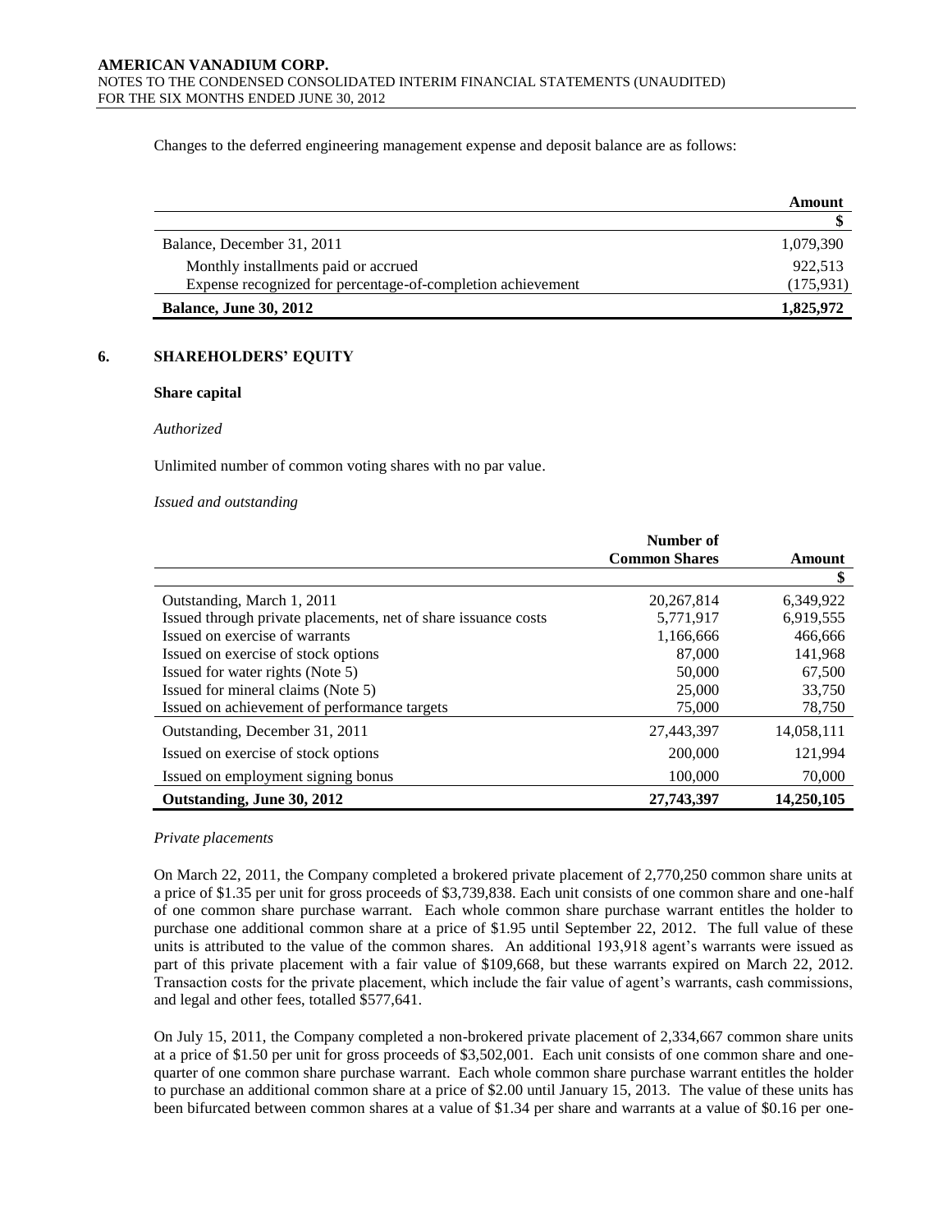Changes to the deferred engineering management expense and deposit balance are as follows:

| | Amount |
|---|---|
| | $ |
| Balance, December 31, 2011 | 1,079,390 |
| Monthly installments paid or accrued | 922,513 |
| Expense recognized for percentage-of-completion achievement | (175,931) |
| **Balance, June 30, 2012** | **1,825,972** |

## 6. SHAREHOLDERS' EQUITY

### Share capital

*Authorized*

Unlimited number of common voting shares with no par value.

*Issued and outstanding*

| | Number of Common Shares | Amount |
|---|---|---|
| | | $ |
| Outstanding, March 1, 2011 | 20,267,814 | 6,349,922 |
| Issued through private placements, net of share issuance costs | 5,771,917 | 6,919,555 |
| Issued on exercise of warrants | 1,166,666 | 466,666 |
| Issued on exercise of stock options | 87,000 | 141,968 |
| Issued for water rights (Note 5) | 50,000 | 67,500 |
| Issued for mineral claims (Note 5) | 25,000 | 33,750 |
| Issued on achievement of performance targets | 75,000 | 78,750 |
| Outstanding, December 31, 2011 | 27,443,397 | 14,058,111 |
| Issued on exercise of stock options | 200,000 | 121,994 |
| Issued on employment signing bonus | 100,000 | 70,000 |
| **Outstanding, June 30, 2012** | **27,743,397** | **14,250,105** |

*Private placements*

On March 22, 2011, the Company completed a brokered private placement of 2,770,250 common share units at a price of $1.35 per unit for gross proceeds of $3,739,838. Each unit consists of one common share and one-half of one common share purchase warrant. Each whole common share purchase warrant entitles the holder to purchase one additional common share at a price of $1.95 until September 22, 2012. The full value of these units is attributed to the value of the common shares. An additional 193,918 agent's warrants were issued as part of this private placement with a fair value of $109,668, but these warrants expired on March 22, 2012. Transaction costs for the private placement, which include the fair value of agent's warrants, cash commissions, and legal and other fees, totalled $577,641.

On July 15, 2011, the Company completed a non-brokered private placement of 2,334,667 common share units at a price of $1.50 per unit for gross proceeds of $3,502,001. Each unit consists of one common share and one-quarter of one common share purchase warrant. Each whole common share purchase warrant entitles the holder to purchase an additional common share at a price of $2.00 until January 15, 2013. The value of these units has been bifurcated between common shares at a value of $1.34 per share and warrants at a value of $0.16 per one-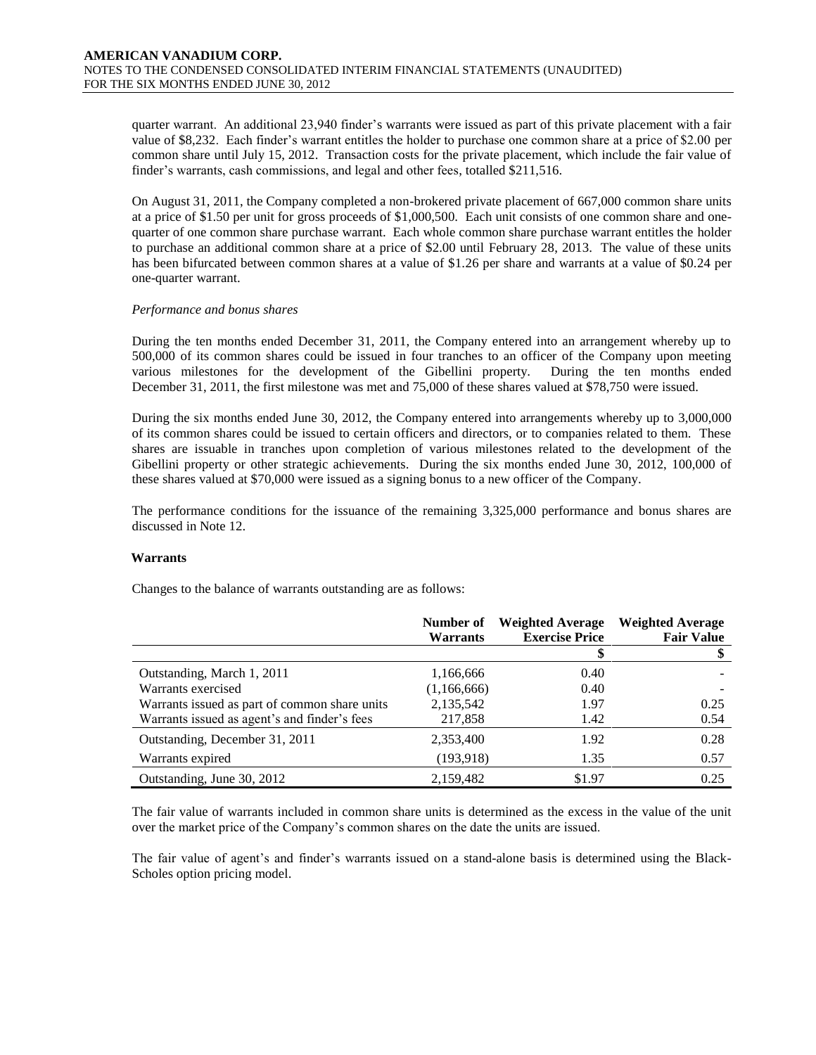quarter warrant. An additional 23,940 finder's warrants were issued as part of this private placement with a fair value of $8,232. Each finder's warrant entitles the holder to purchase one common share at a price of $2.00 per common share until July 15, 2012. Transaction costs for the private placement, which include the fair value of finder's warrants, cash commissions, and legal and other fees, totalled $211,516.

On August 31, 2011, the Company completed a non-brokered private placement of 667,000 common share units at a price of $1.50 per unit for gross proceeds of $1,000,500. Each unit consists of one common share and one-quarter of one common share purchase warrant. Each whole common share purchase warrant entitles the holder to purchase an additional common share at a price of $2.00 until February 28, 2013. The value of these units has been bifurcated between common shares at a value of $1.26 per share and warrants at a value of $0.24 per one-quarter warrant.

*Performance and bonus shares*

During the ten months ended December 31, 2011, the Company entered into an arrangement whereby up to 500,000 of its common shares could be issued in four tranches to an officer of the Company upon meeting various milestones for the development of the Gibellini property. During the ten months ended December 31, 2011, the first milestone was met and 75,000 of these shares valued at $78,750 were issued.

During the six months ended June 30, 2012, the Company entered into arrangements whereby up to 3,000,000 of its common shares could be issued to certain officers and directors, or to companies related to them. These shares are issuable in tranches upon completion of various milestones related to the development of the Gibellini property or other strategic achievements. During the six months ended June 30, 2012, 100,000 of these shares valued at $70,000 were issued as a signing bonus to a new officer of the Company.

The performance conditions for the issuance of the remaining 3,325,000 performance and bonus shares are discussed in Note 12.

**Warrants**

Changes to the balance of warrants outstanding are as follows:

| | Number of Warrants | Weighted Average Exercise Price | Weighted Average Fair Value |
|---|---|---|---|
| | | $ | $ |
| Outstanding, March 1, 2011 | 1,166,666 | 0.40 | - |
| Warrants exercised | (1,166,666) | 0.40 | - |
| Warrants issued as part of common share units | 2,135,542 | 1.97 | 0.25 |
| Warrants issued as agent's and finder's fees | 217,858 | 1.42 | 0.54 |
| Outstanding, December 31, 2011 | 2,353,400 | 1.92 | 0.28 |
| Warrants expired | (193,918) | 1.35 | 0.57 |
| Outstanding, June 30, 2012 | 2,159,482 | $1.97 | 0.25 |

The fair value of warrants included in common share units is determined as the excess in the value of the unit over the market price of the Company's common shares on the date the units are issued.

The fair value of agent's and finder's warrants issued on a stand-alone basis is determined using the Black-Scholes option pricing model.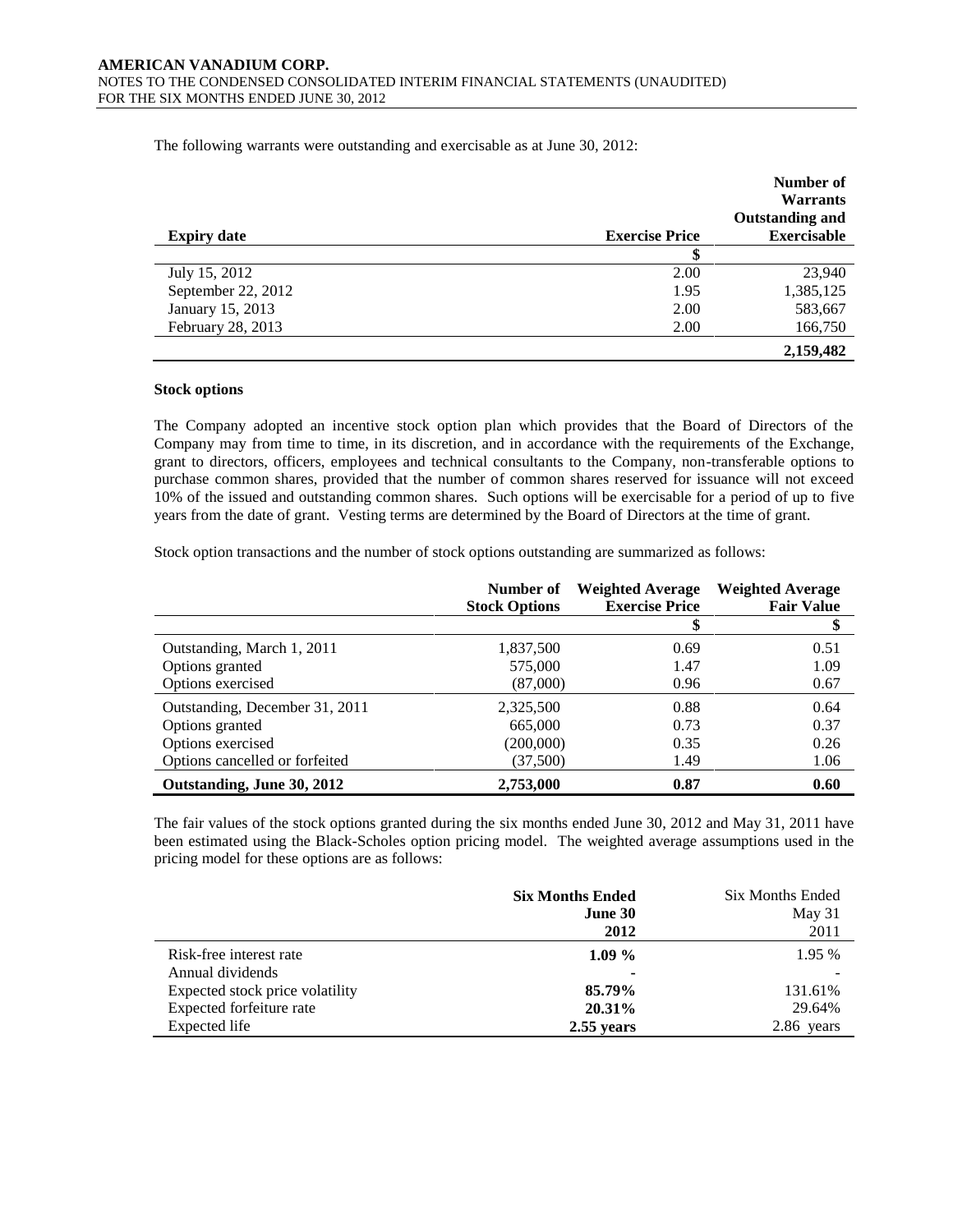The following warrants were outstanding and exercisable as at June 30, 2012:

| Expiry date | Exercise Price | Number of Warrants Outstanding and Exercisable |
|---|---|---|
| | $ | |
| July 15, 2012 | 2.00 | 23,940 |
| September 22, 2012 | 1.95 | 1,385,125 |
| January 15, 2013 | 2.00 | 583,667 |
| February 28, 2013 | 2.00 | 166,750 |
| | | **2,159,482** |

**Stock options**

The Company adopted an incentive stock option plan which provides that the Board of Directors of the Company may from time to time, in its discretion, and in accordance with the requirements of the Exchange, grant to directors, officers, employees and technical consultants to the Company, non-transferable options to purchase common shares, provided that the number of common shares reserved for issuance will not exceed 10% of the issued and outstanding common shares. Such options will be exercisable for a period of up to five years from the date of grant. Vesting terms are determined by the Board of Directors at the time of grant.

Stock option transactions and the number of stock options outstanding are summarized as follows:

| | Number of Stock Options | Weighted Average Exercise Price | Weighted Average Fair Value |
|---|---|---|---|
| | | $ | $ |
| Outstanding, March 1, 2011 | 1,837,500 | 0.69 | 0.51 |
| Options granted | 575,000 | 1.47 | 1.09 |
| Options exercised | (87,000) | 0.96 | 0.67 |
| Outstanding, December 31, 2011 | 2,325,500 | 0.88 | 0.64 |
| Options granted | 665,000 | 0.73 | 0.37 |
| Options exercised | (200,000) | 0.35 | 0.26 |
| Options cancelled or forfeited | (37,500) | 1.49 | 1.06 |
| **Outstanding, June 30, 2012** | **2,753,000** | **0.87** | **0.60** |

The fair values of the stock options granted during the six months ended June 30, 2012 and May 31, 2011 have been estimated using the Black-Scholes option pricing model. The weighted average assumptions used in the pricing model for these options are as follows:

| | **Six Months Ended June 30 2012** | Six Months Ended May 31 2011 |
|---|---|---|
| Risk-free interest rate | **1.09 %** | 1.95 % |
| Annual dividends | **-** | - |
| Expected stock price volatility | **85.79%** | 131.61% |
| Expected forfeiture rate | **20.31%** | 29.64% |
| Expected life | **2.55 years** | 2.86 years |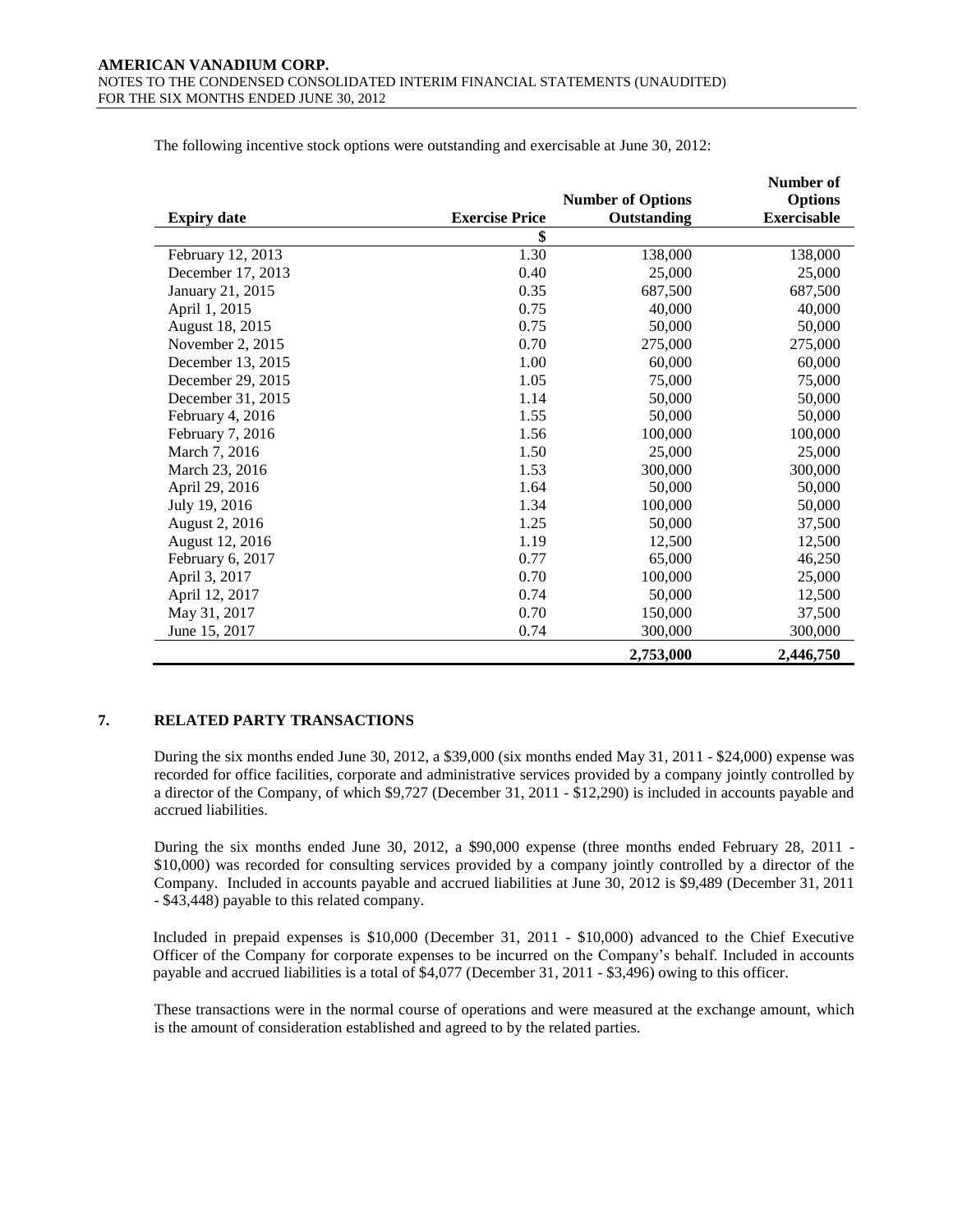The following incentive stock options were outstanding and exercisable at June 30, 2012:

| Expiry date | Exercise Price | Number of Options Outstanding | Number of Options Exercisable |
|---|---|---|---|
| | $ | | |
| February 12, 2013 | 1.30 | 138,000 | 138,000 |
| December 17, 2013 | 0.40 | 25,000 | 25,000 |
| January 21, 2015 | 0.35 | 687,500 | 687,500 |
| April 1, 2015 | 0.75 | 40,000 | 40,000 |
| August 18, 2015 | 0.75 | 50,000 | 50,000 |
| November 2, 2015 | 0.70 | 275,000 | 275,000 |
| December 13, 2015 | 1.00 | 60,000 | 60,000 |
| December 29, 2015 | 1.05 | 75,000 | 75,000 |
| December 31, 2015 | 1.14 | 50,000 | 50,000 |
| February 4, 2016 | 1.55 | 50,000 | 50,000 |
| February 7, 2016 | 1.56 | 100,000 | 100,000 |
| March 7, 2016 | 1.50 | 25,000 | 25,000 |
| March 23, 2016 | 1.53 | 300,000 | 300,000 |
| April 29, 2016 | 1.64 | 50,000 | 50,000 |
| July 19, 2016 | 1.34 | 100,000 | 50,000 |
| August 2, 2016 | 1.25 | 50,000 | 37,500 |
| August 12, 2016 | 1.19 | 12,500 | 12,500 |
| February 6, 2017 | 0.77 | 65,000 | 46,250 |
| April 3, 2017 | 0.70 | 100,000 | 25,000 |
| April 12, 2017 | 0.74 | 50,000 | 12,500 |
| May 31, 2017 | 0.70 | 150,000 | 37,500 |
| June 15, 2017 | 0.74 | 300,000 | 300,000 |
| | | **2,753,000** | **2,446,750** |

## 7. RELATED PARTY TRANSACTIONS

During the six months ended June 30, 2012, a $39,000 (six months ended May 31, 2011 - $24,000) expense was recorded for office facilities, corporate and administrative services provided by a company jointly controlled by a director of the Company, of which $9,727 (December 31, 2011 - $12,290) is included in accounts payable and accrued liabilities.

During the six months ended June 30, 2012, a $90,000 expense (three months ended February 28, 2011 - $10,000) was recorded for consulting services provided by a company jointly controlled by a director of the Company. Included in accounts payable and accrued liabilities at June 30, 2012 is $9,489 (December 31, 2011 - $43,448) payable to this related company.

Included in prepaid expenses is $10,000 (December 31, 2011 - $10,000) advanced to the Chief Executive Officer of the Company for corporate expenses to be incurred on the Company's behalf. Included in accounts payable and accrued liabilities is a total of $4,077 (December 31, 2011 - $3,496) owing to this officer.

These transactions were in the normal course of operations and were measured at the exchange amount, which is the amount of consideration established and agreed to by the related parties.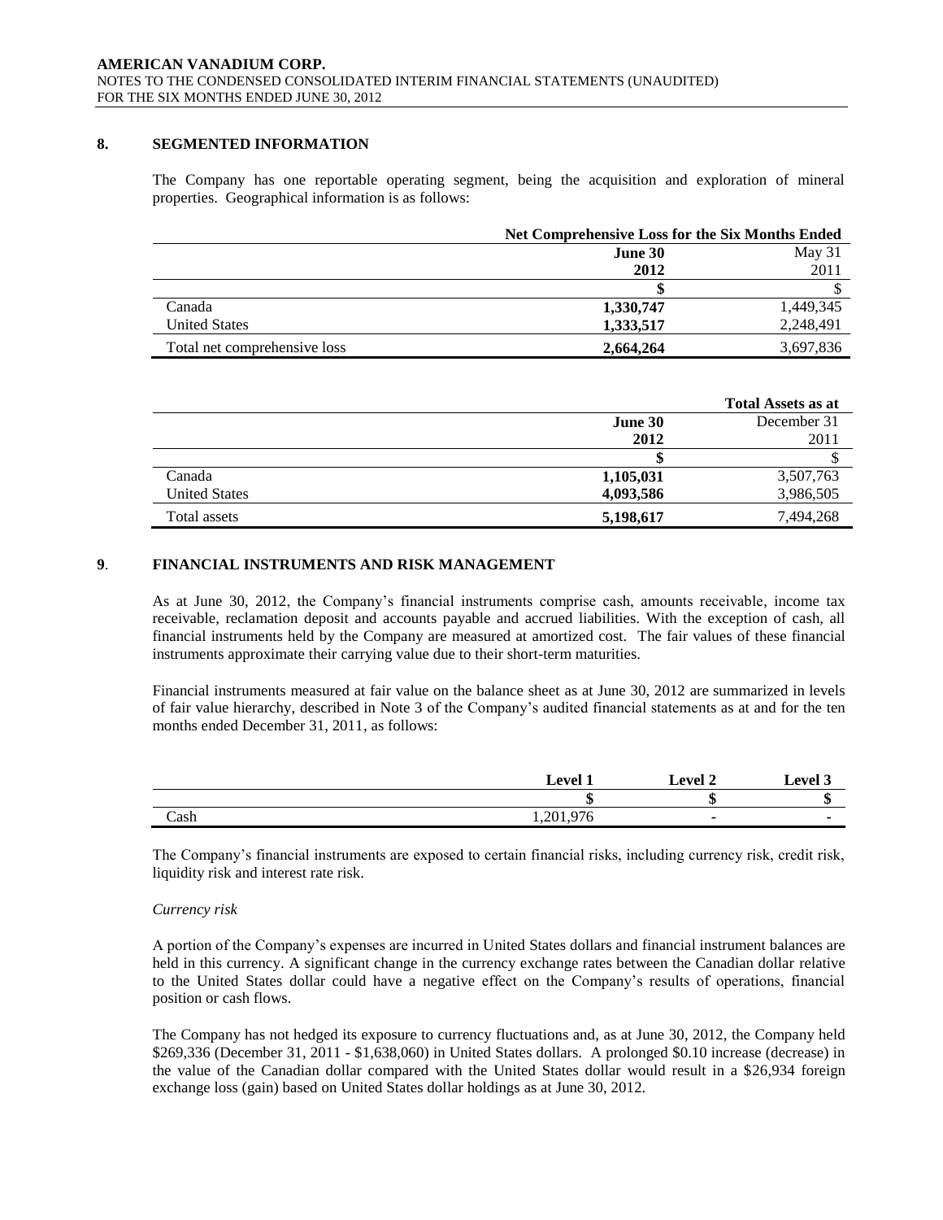## 8. SEGMENTED INFORMATION

The Company has one reportable operating segment, being the acquisition and exploration of mineral properties. Geographical information is as follows:

| | Net Comprehensive Loss for the Six Months Ended | |
|---|---|---|
| | **June 30 2012** | May 31 2011 |
| | **$** | $ |
| Canada | **1,330,747** | 1,449,345 |
| United States | **1,333,517** | 2,248,491 |
| Total net comprehensive loss | **2,664,264** | 3,697,836 |

| | | Total Assets as at |
|---|---|---|
| | **June 30 2012** | December 31 2011 |
| | **$** | $ |
| Canada | **1,105,031** | 3,507,763 |
| United States | **4,093,586** | 3,986,505 |
| Total assets | **5,198,617** | 7,494,268 |

## 9. FINANCIAL INSTRUMENTS AND RISK MANAGEMENT

As at June 30, 2012, the Company's financial instruments comprise cash, amounts receivable, income tax receivable, reclamation deposit and accounts payable and accrued liabilities. With the exception of cash, all financial instruments held by the Company are measured at amortized cost. The fair values of these financial instruments approximate their carrying value due to their short-term maturities.

Financial instruments measured at fair value on the balance sheet as at June 30, 2012 are summarized in levels of fair value hierarchy, described in Note 3 of the Company's audited financial statements as at and for the ten months ended December 31, 2011, as follows:

| | Level 1 | Level 2 | Level 3 |
|---|---|---|---|
| | $ | $ | $ |
| Cash | 1,201,976 | - | - |

The Company's financial instruments are exposed to certain financial risks, including currency risk, credit risk, liquidity risk and interest rate risk.

*Currency risk*

A portion of the Company's expenses are incurred in United States dollars and financial instrument balances are held in this currency. A significant change in the currency exchange rates between the Canadian dollar relative to the United States dollar could have a negative effect on the Company's results of operations, financial position or cash flows.

The Company has not hedged its exposure to currency fluctuations and, as at June 30, 2012, the Company held $269,336 (December 31, 2011 - $1,638,060) in United States dollars. A prolonged $0.10 increase (decrease) in the value of the Canadian dollar compared with the United States dollar would result in a $26,934 foreign exchange loss (gain) based on United States dollar holdings as at June 30, 2012.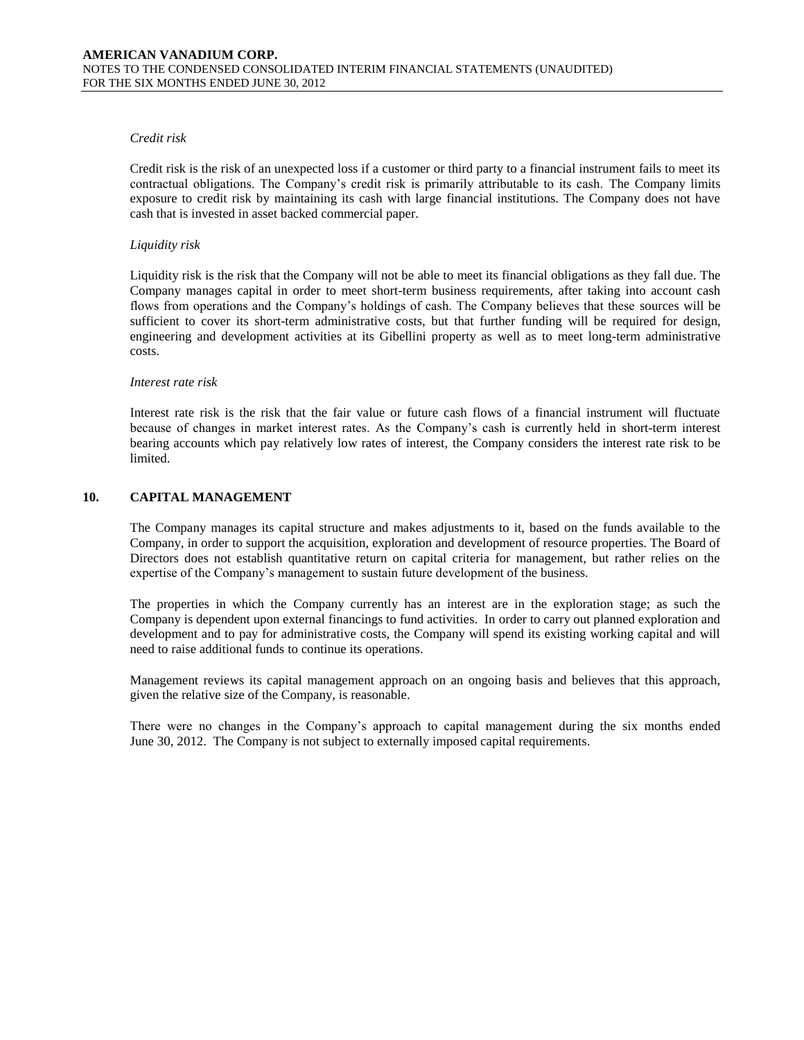*Credit risk*

Credit risk is the risk of an unexpected loss if a customer or third party to a financial instrument fails to meet its contractual obligations. The Company's credit risk is primarily attributable to its cash. The Company limits exposure to credit risk by maintaining its cash with large financial institutions. The Company does not have cash that is invested in asset backed commercial paper.

*Liquidity risk*

Liquidity risk is the risk that the Company will not be able to meet its financial obligations as they fall due. The Company manages capital in order to meet short-term business requirements, after taking into account cash flows from operations and the Company's holdings of cash. The Company believes that these sources will be sufficient to cover its short-term administrative costs, but that further funding will be required for design, engineering and development activities at its Gibellini property as well as to meet long-term administrative costs.

*Interest rate risk*

Interest rate risk is the risk that the fair value or future cash flows of a financial instrument will fluctuate because of changes in market interest rates. As the Company's cash is currently held in short-term interest bearing accounts which pay relatively low rates of interest, the Company considers the interest rate risk to be limited.

## 10. CAPITAL MANAGEMENT

The Company manages its capital structure and makes adjustments to it, based on the funds available to the Company, in order to support the acquisition, exploration and development of resource properties. The Board of Directors does not establish quantitative return on capital criteria for management, but rather relies on the expertise of the Company's management to sustain future development of the business.

The properties in which the Company currently has an interest are in the exploration stage; as such the Company is dependent upon external financings to fund activities. In order to carry out planned exploration and development and to pay for administrative costs, the Company will spend its existing working capital and will need to raise additional funds to continue its operations.

Management reviews its capital management approach on an ongoing basis and believes that this approach, given the relative size of the Company, is reasonable.

There were no changes in the Company's approach to capital management during the six months ended June 30, 2012. The Company is not subject to externally imposed capital requirements.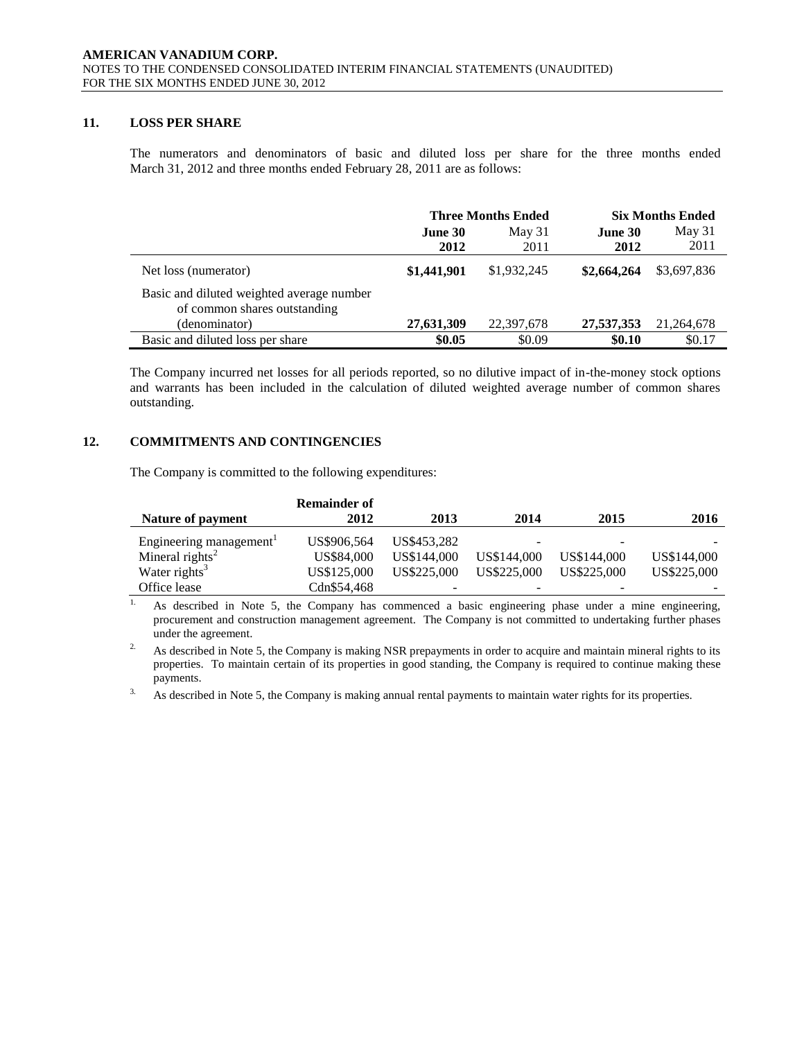## 11. LOSS PER SHARE

The numerators and denominators of basic and diluted loss per share for the three months ended March 31, 2012 and three months ended February 28, 2011 are as follows:

| | Three Months Ended | | Six Months Ended | |
|---|---|---|---|---|
| | **June 30 2012** | May 31 2011 | **June 30 2012** | May 31 2011 |
| Net loss (numerator) | **\$1,441,901** | \$1,932,245 | **\$2,664,264** | \$3,697,836 |
| Basic and diluted weighted average number of common shares outstanding (denominator) | **27,631,309** | 22,397,678 | **27,537,353** | 21,264,678 |
| Basic and diluted loss per share | **\$0.05** | \$0.09 | **\$0.10** | \$0.17 |

The Company incurred net losses for all periods reported, so no dilutive impact of in-the-money stock options and warrants has been included in the calculation of diluted weighted average number of common shares outstanding.

## 12. COMMITMENTS AND CONTINGENCIES

The Company is committed to the following expenditures:

| Nature of payment | Remainder of 2012 | 2013 | 2014 | 2015 | 2016 |
|---|---|---|---|---|---|
| Engineering management[1] | US\$906,564 | US\$453,282 | - | - | - |
| Mineral rights[2] | US\$84,000 | US\$144,000 | US\$144,000 | US\$144,000 | US\$144,000 |
| Water rights[3] | US\$125,000 | US\$225,000 | US\$225,000 | US\$225,000 | US\$225,000 |
| Office lease | Cdn\$54,468 | - | - | - | - |

1. As described in Note 5, the Company has commenced a basic engineering phase under a mine engineering, procurement and construction management agreement. The Company is not committed to undertaking further phases under the agreement.
2. As described in Note 5, the Company is making NSR prepayments in order to acquire and maintain mineral rights to its properties. To maintain certain of its properties in good standing, the Company is required to continue making these payments.
3. As described in Note 5, the Company is making annual rental payments to maintain water rights for its properties.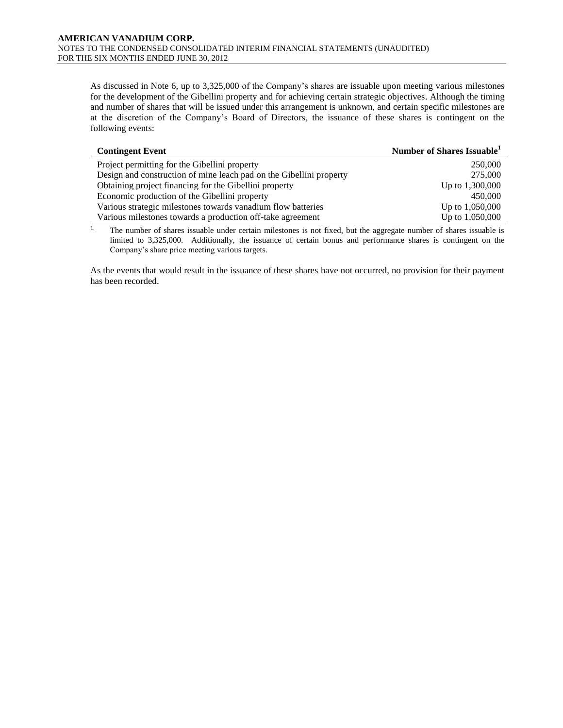As discussed in Note 6, up to 3,325,000 of the Company's shares are issuable upon meeting various milestones for the development of the Gibellini property and for achieving certain strategic objectives. Although the timing and number of shares that will be issued under this arrangement is unknown, and certain specific milestones are at the discretion of the Company's Board of Directors, the issuance of these shares is contingent on the following events:

| Contingent Event | Number of Shares Issuable[1] |
|---|---|
| Project permitting for the Gibellini property | 250,000 |
| Design and construction of mine leach pad on the Gibellini property | 275,000 |
| Obtaining project financing for the Gibellini property | Up to 1,300,000 |
| Economic production of the Gibellini property | 450,000 |
| Various strategic milestones towards vanadium flow batteries | Up to 1,050,000 |
| Various milestones towards a production off-take agreement | Up to 1,050,000 |

1. The number of shares issuable under certain milestones is not fixed, but the aggregate number of shares issuable is limited to 3,325,000. Additionally, the issuance of certain bonus and performance shares is contingent on the Company's share price meeting various targets.

As the events that would result in the issuance of these shares have not occurred, no provision for their payment has been recorded.